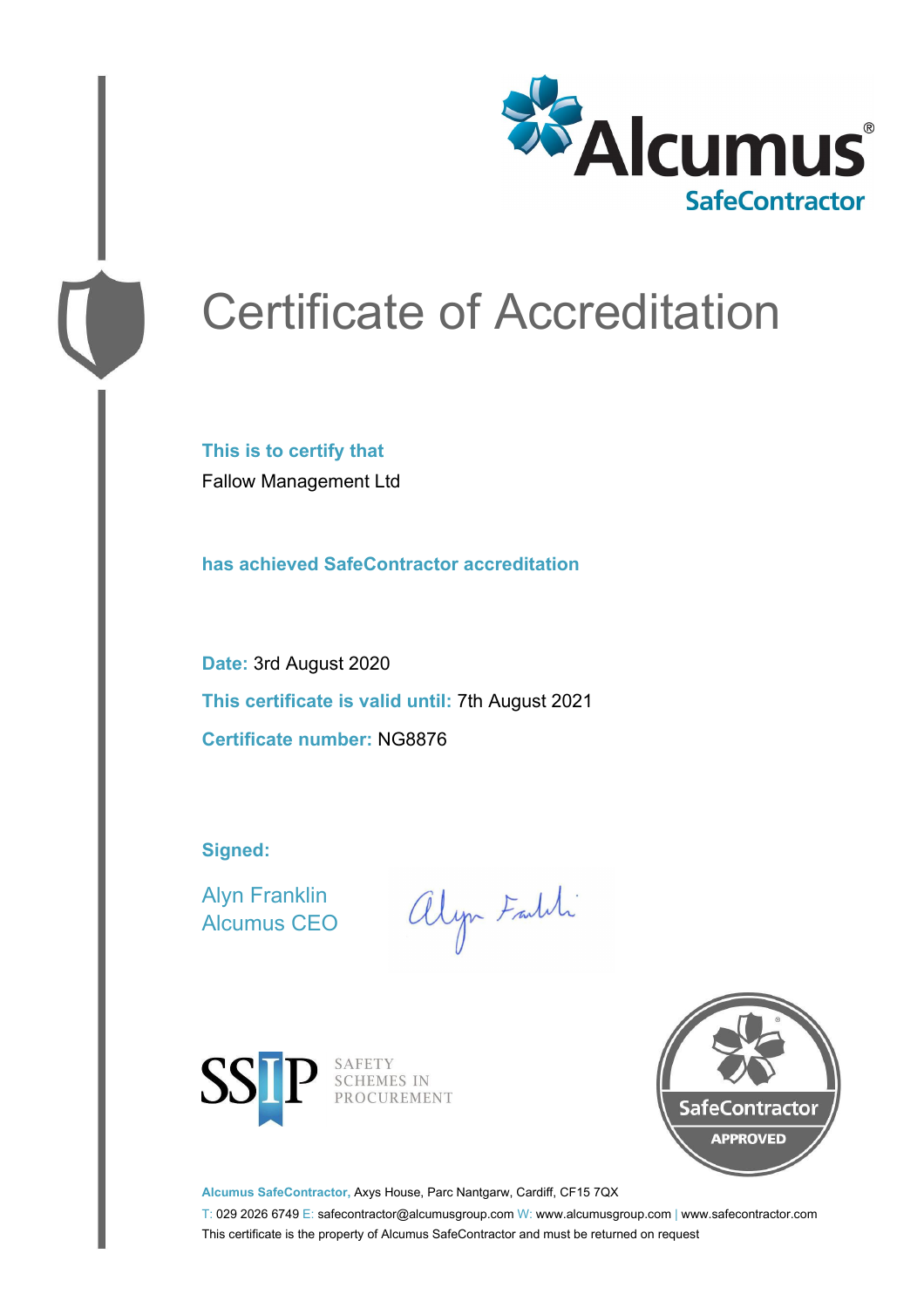Alcumus®
SafeContractor

# Certificate of Accreditation

**This is to certify that**

Fallow Management Ltd

**has achieved SafeContractor accreditation**

**Date:** 3rd August 2020

**This certificate is valid until:** 7th August 2021

**Certificate number:** NG8876

**Signed:**

Alyn Franklin
Alcumus CEO

SSIP SAFETY SCHEMES IN PROCUREMENT

SafeContractor APPROVED

**Alcumus SafeContractor,** Axys House, Parc Nantgarw, Cardiff, CF15 7QX

T: 029 2026 6749 E: safecontractor@alcumusgroup.com W: www.alcumusgroup.com | www.safecontractor.com

This certificate is the property of Alcumus SafeContractor and must be returned on request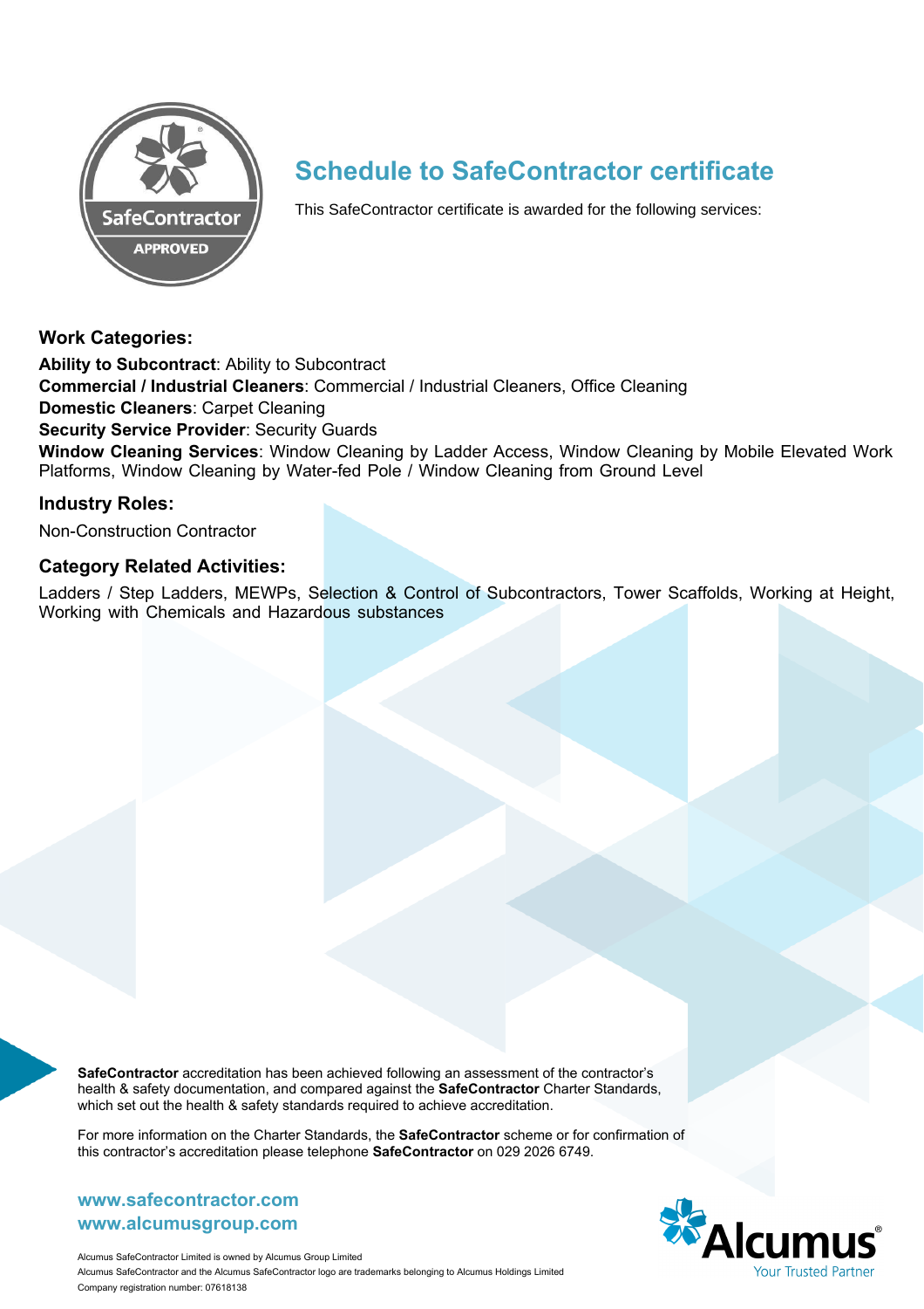# Schedule to SafeContractor certificate

This SafeContractor certificate is awarded for the following services:

## Work Categories:

**Ability to Subcontract**: Ability to Subcontract
**Commercial / Industrial Cleaners**: Commercial / Industrial Cleaners, Office Cleaning
**Domestic Cleaners**: Carpet Cleaning
**Security Service Provider**: Security Guards
**Window Cleaning Services**: Window Cleaning by Ladder Access, Window Cleaning by Mobile Elevated Work Platforms, Window Cleaning by Water-fed Pole / Window Cleaning from Ground Level

## Industry Roles:

Non-Construction Contractor

## Category Related Activities:

Ladders / Step Ladders, MEWPs, Selection & Control of Subcontractors, Tower Scaffolds, Working at Height, Working with Chemicals and Hazardous substances

**SafeContractor** accreditation has been achieved following an assessment of the contractor's health & safety documentation, and compared against the **SafeContractor** Charter Standards, which set out the health & safety standards required to achieve accreditation.

For more information on the Charter Standards, the **SafeContractor** scheme or for confirmation of this contractor's accreditation please telephone **SafeContractor** on 029 2026 6749.

**www.safecontractor.com**
**www.alcumusgroup.com**

Alcumus SafeContractor Limited is owned by Alcumus Group Limited
Alcumus SafeContractor and the Alcumus SafeContractor logo are trademarks belonging to Alcumus Holdings Limited
Company registration number: 07618138

Alcumus
Your Trusted Partner